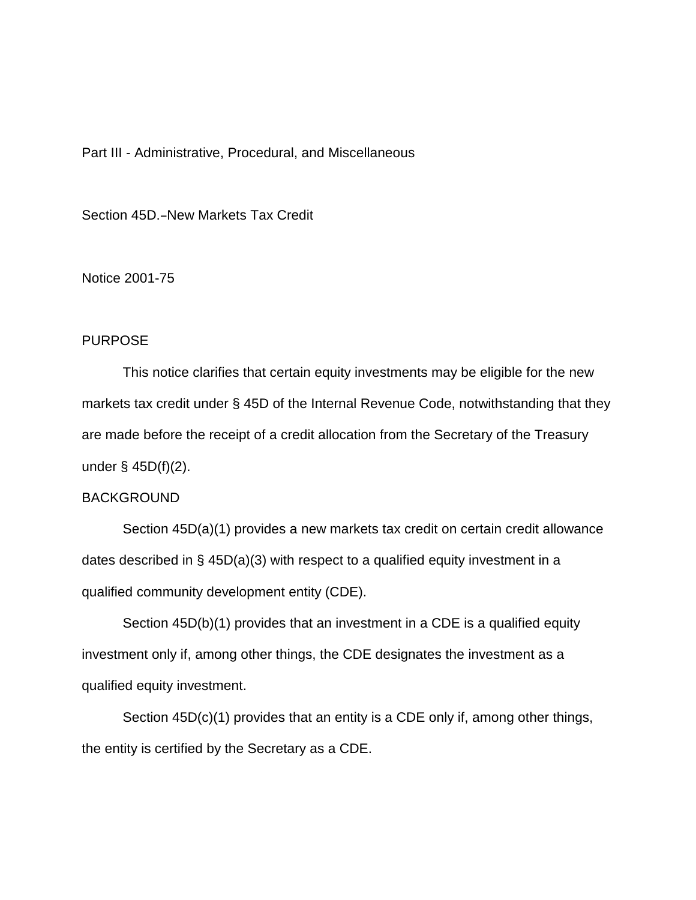Part III - Administrative, Procedural, and Miscellaneous

Section 45D.–New Markets Tax Credit

Notice 2001-75

## PURPOSE

This notice clarifies that certain equity investments may be eligible for the new markets tax credit under § 45D of the Internal Revenue Code, notwithstanding that they are made before the receipt of a credit allocation from the Secretary of the Treasury under § 45D(f)(2).

## BACKGROUND

Section 45D(a)(1) provides a new markets tax credit on certain credit allowance dates described in § 45D(a)(3) with respect to a qualified equity investment in a qualified community development entity (CDE).

Section 45D(b)(1) provides that an investment in a CDE is a qualified equity investment only if, among other things, the CDE designates the investment as a qualified equity investment.

Section 45D(c)(1) provides that an entity is a CDE only if, among other things, the entity is certified by the Secretary as a CDE.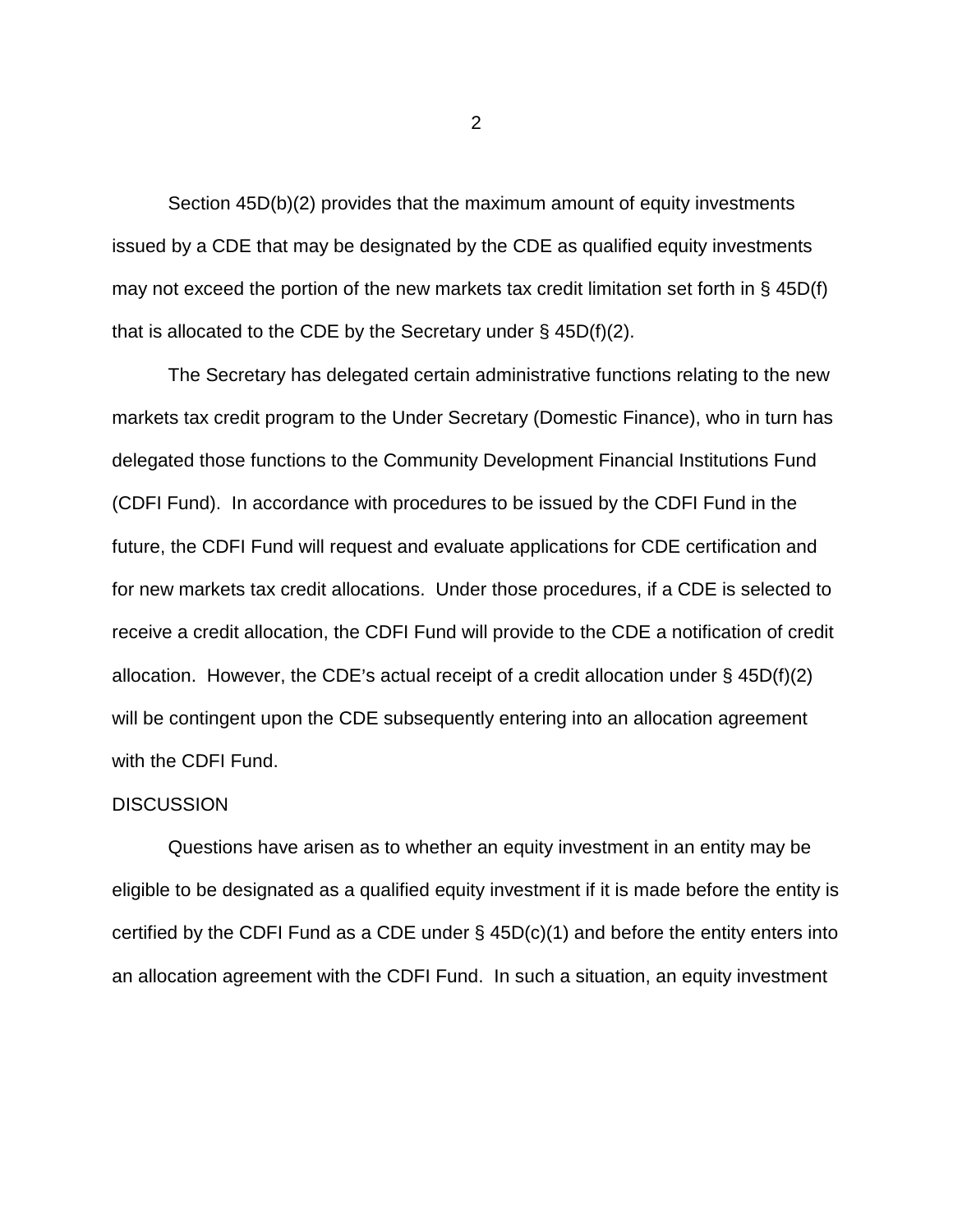Section 45D(b)(2) provides that the maximum amount of equity investments issued by a CDE that may be designated by the CDE as qualified equity investments may not exceed the portion of the new markets tax credit limitation set forth in § 45D(f) that is allocated to the CDE by the Secretary under § 45D(f)(2).

The Secretary has delegated certain administrative functions relating to the new markets tax credit program to the Under Secretary (Domestic Finance), who in turn has delegated those functions to the Community Development Financial Institutions Fund (CDFI Fund). In accordance with procedures to be issued by the CDFI Fund in the future, the CDFI Fund will request and evaluate applications for CDE certification and for new markets tax credit allocations. Under those procedures, if a CDE is selected to receive a credit allocation, the CDFI Fund will provide to the CDE a notification of credit allocation. However, the CDE's actual receipt of a credit allocation under § 45D(f)(2) will be contingent upon the CDE subsequently entering into an allocation agreement with the CDFI Fund.

DISCUSSION

Questions have arisen as to whether an equity investment in an entity may be eligible to be designated as a qualified equity investment if it is made before the entity is certified by the CDFI Fund as a CDE under § 45D(c)(1) and before the entity enters into an allocation agreement with the CDFI Fund. In such a situation, an equity investment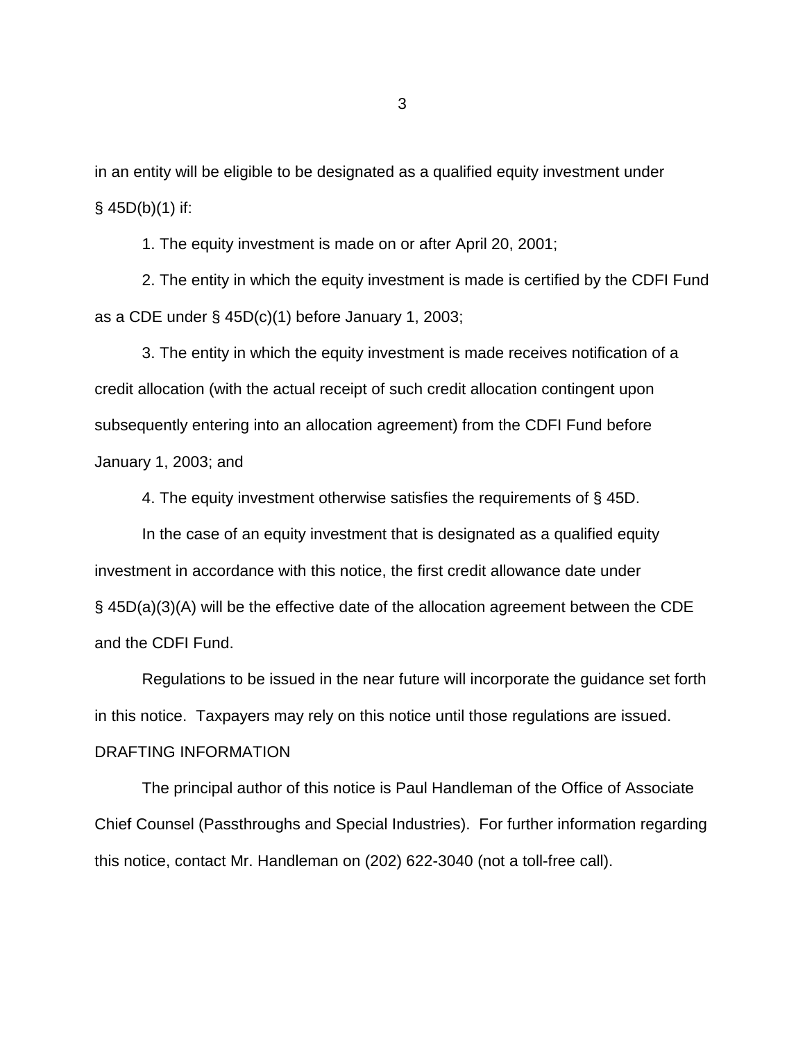in an entity will be eligible to be designated as a qualified equity investment under § 45D(b)(1) if:

1. The equity investment is made on or after April 20, 2001;

2. The entity in which the equity investment is made is certified by the CDFI Fund as a CDE under § 45D(c)(1) before January 1, 2003;

3. The entity in which the equity investment is made receives notification of a credit allocation (with the actual receipt of such credit allocation contingent upon subsequently entering into an allocation agreement) from the CDFI Fund before January 1, 2003; and

4. The equity investment otherwise satisfies the requirements of § 45D.

In the case of an equity investment that is designated as a qualified equity investment in accordance with this notice, the first credit allowance date under § 45D(a)(3)(A) will be the effective date of the allocation agreement between the CDE and the CDFI Fund.

Regulations to be issued in the near future will incorporate the guidance set forth in this notice. Taxpayers may rely on this notice until those regulations are issued.

DRAFTING INFORMATION

The principal author of this notice is Paul Handleman of the Office of Associate Chief Counsel (Passthroughs and Special Industries). For further information regarding this notice, contact Mr. Handleman on (202) 622-3040 (not a toll-free call).